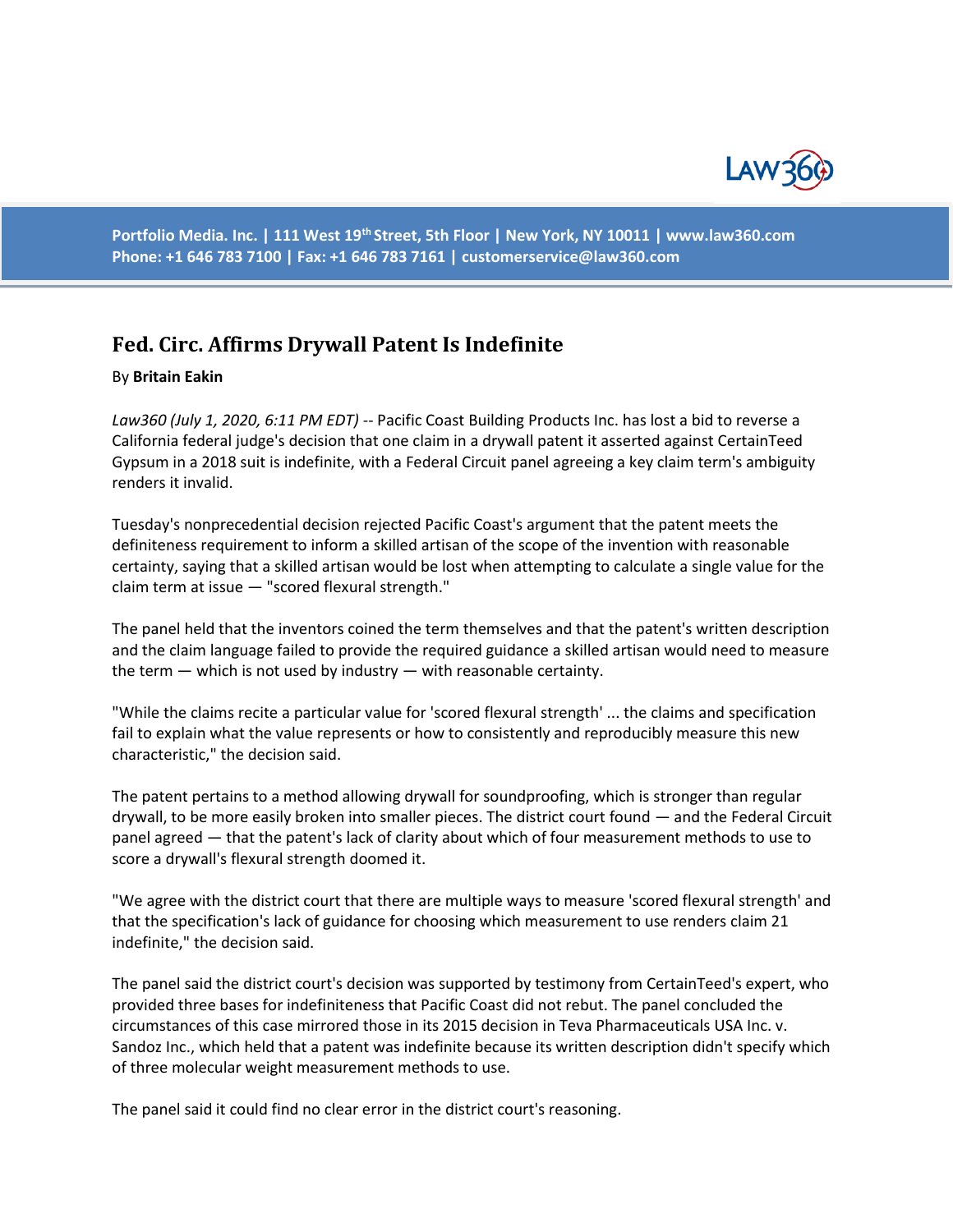Portfolio Media. Inc. | 111 West 19th Street, 5th Floor | New York, NY 10011 | www.law360.com
Phone: +1 646 783 7100 | Fax: +1 646 783 7161 | customerservice@law360.com

# Fed. Circ. Affirms Drywall Patent Is Indefinite

By **Britain Eakin**

*Law360 (July 1, 2020, 6:11 PM EDT)* -- Pacific Coast Building Products Inc. has lost a bid to reverse a California federal judge's decision that one claim in a drywall patent it asserted against CertainTeed Gypsum in a 2018 suit is indefinite, with a Federal Circuit panel agreeing a key claim term's ambiguity renders it invalid.

Tuesday's nonprecedential decision rejected Pacific Coast's argument that the patent meets the definiteness requirement to inform a skilled artisan of the scope of the invention with reasonable certainty, saying that a skilled artisan would be lost when attempting to calculate a single value for the claim term at issue — "scored flexural strength."

The panel held that the inventors coined the term themselves and that the patent's written description and the claim language failed to provide the required guidance a skilled artisan would need to measure the term — which is not used by industry — with reasonable certainty.

"While the claims recite a particular value for 'scored flexural strength' ... the claims and specification fail to explain what the value represents or how to consistently and reproducibly measure this new characteristic," the decision said.

The patent pertains to a method allowing drywall for soundproofing, which is stronger than regular drywall, to be more easily broken into smaller pieces. The district court found — and the Federal Circuit panel agreed — that the patent's lack of clarity about which of four measurement methods to use to score a drywall's flexural strength doomed it.

"We agree with the district court that there are multiple ways to measure 'scored flexural strength' and that the specification's lack of guidance for choosing which measurement to use renders claim 21 indefinite," the decision said.

The panel said the district court's decision was supported by testimony from CertainTeed's expert, who provided three bases for indefiniteness that Pacific Coast did not rebut. The panel concluded the circumstances of this case mirrored those in its 2015 decision in Teva Pharmaceuticals USA Inc. v. Sandoz Inc., which held that a patent was indefinite because its written description didn't specify which of three molecular weight measurement methods to use.

The panel said it could find no clear error in the district court's reasoning.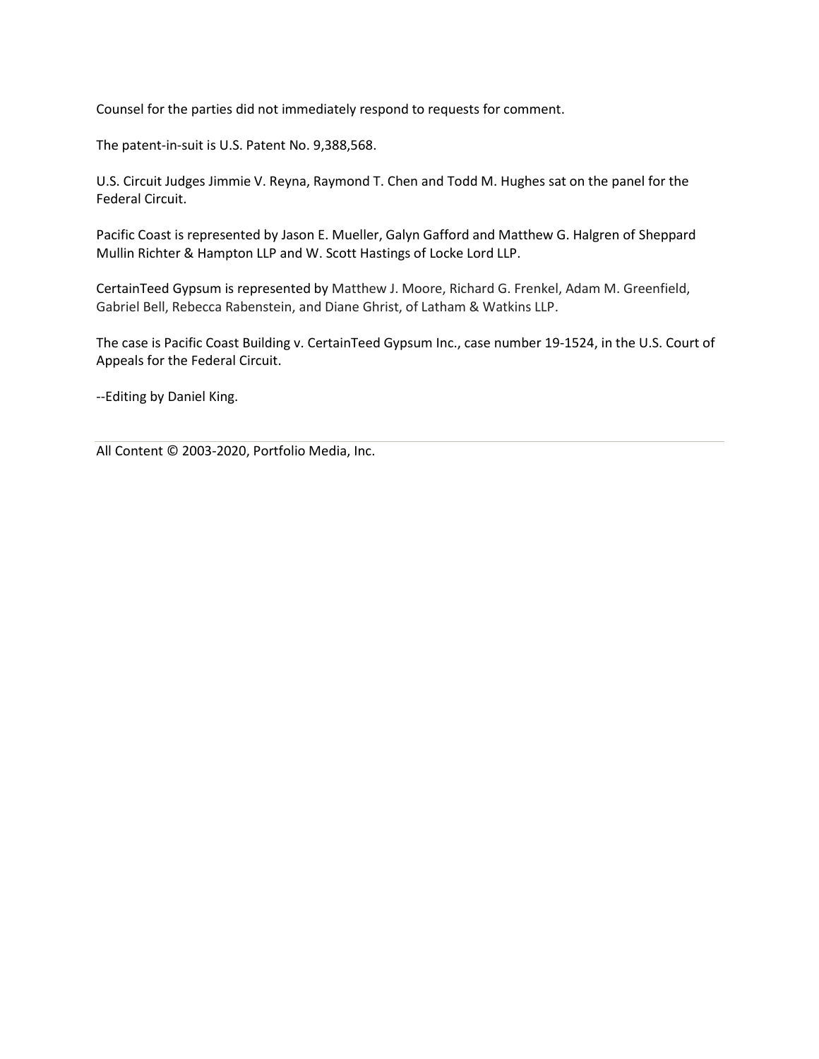Counsel for the parties did not immediately respond to requests for comment.

The patent-in-suit is U.S. Patent No. 9,388,568.

U.S. Circuit Judges Jimmie V. Reyna, Raymond T. Chen and Todd M. Hughes sat on the panel for the Federal Circuit.

Pacific Coast is represented by Jason E. Mueller, Galyn Gafford and Matthew G. Halgren of Sheppard Mullin Richter & Hampton LLP and W. Scott Hastings of Locke Lord LLP.

CertainTeed Gypsum is represented by Matthew J. Moore, Richard G. Frenkel, Adam M. Greenfield, Gabriel Bell, Rebecca Rabenstein, and Diane Ghrist, of Latham & Watkins LLP.

The case is Pacific Coast Building v. CertainTeed Gypsum Inc., case number 19-1524, in the U.S. Court of Appeals for the Federal Circuit.

--Editing by Daniel King.

All Content © 2003-2020, Portfolio Media, Inc.